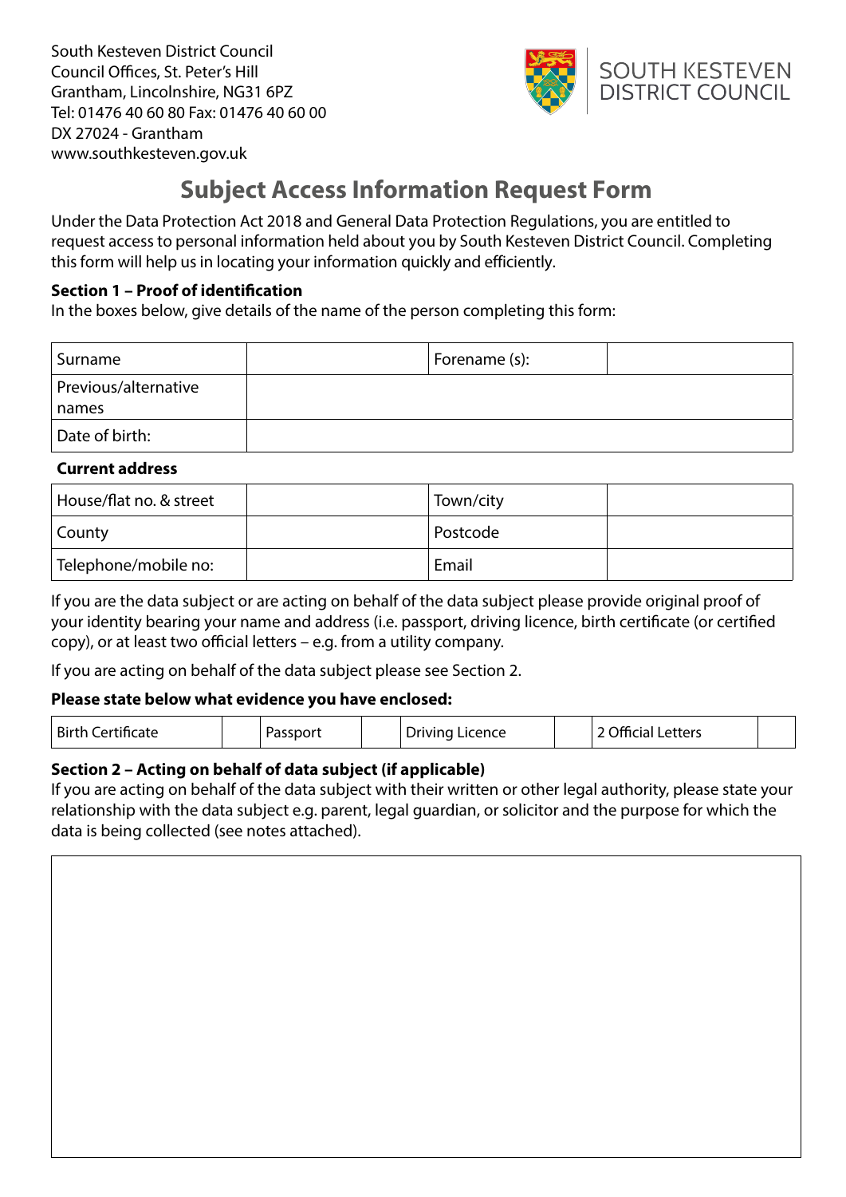South Kesteven District Council
Council Offices, St. Peter's Hill
Grantham, Lincolnshire, NG31 6PZ
Tel: 01476 40 60 80 Fax: 01476 40 60 00
DX 27024 - Grantham
www.southkesteven.gov.uk

SOUTH KESTEVEN DISTRICT COUNCIL

# Subject Access Information Request Form

Under the Data Protection Act 2018 and General Data Protection Regulations, you are entitled to request access to personal information held about you by South Kesteven District Council. Completing this form will help us in locating your information quickly and efficiently.

**Section 1 – Proof of identification**
In the boxes below, give details of the name of the person completing this form:

| Surname | | Forename (s): | |
|---|---|---|---|
| Previous/alternative names | | | |
| Date of birth: | | | |

**Current address**

| House/flat no. & street | | Town/city | |
|---|---|---|---|
| County | | Postcode | |
| Telephone/mobile no: | | Email | |

If you are the data subject or are acting on behalf of the data subject please provide original proof of your identity bearing your name and address (i.e. passport, driving licence, birth certificate (or certified copy), or at least two official letters – e.g. from a utility company.

If you are acting on behalf of the data subject please see Section 2.

**Please state below what evidence you have enclosed:**

| Birth Certificate | | Passport | | Driving Licence | | 2 Official Letters | |
|---|---|---|---|---|---|---|---|

**Section 2 – Acting on behalf of data subject (if applicable)**
If you are acting on behalf of the data subject with their written or other legal authority, please state your relationship with the data subject e.g. parent, legal guardian, or solicitor and the purpose for which the data is being collected (see notes attached).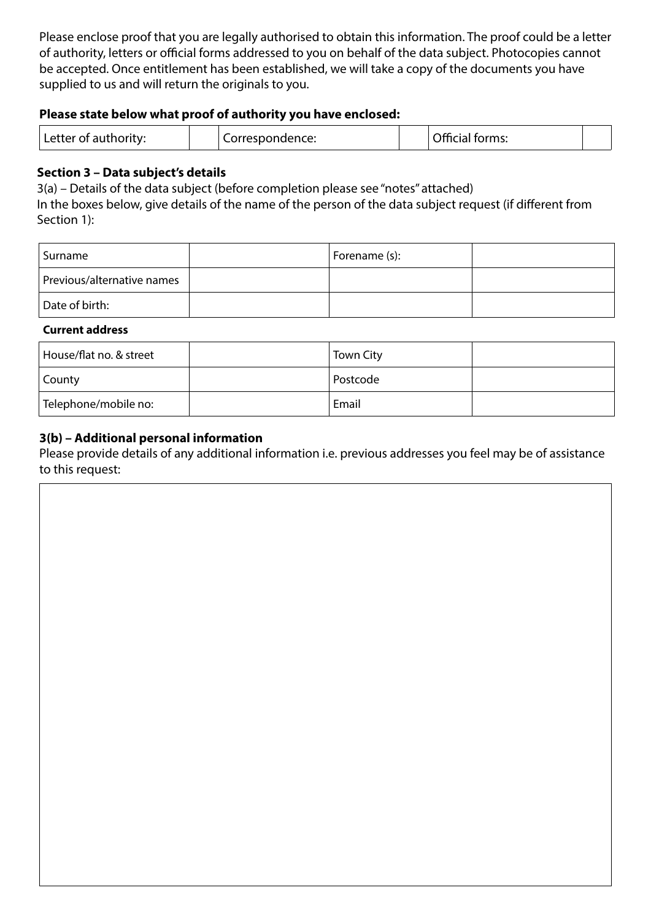Please enclose proof that you are legally authorised to obtain this information. The proof could be a letter of authority, letters or official forms addressed to you on behalf of the data subject. Photocopies cannot be accepted. Once entitlement has been established, we will take a copy of the documents you have supplied to us and will return the originals to you.

**Please state below what proof of authority you have enclosed:**

| Letter of authority: | | Correspondence: | | Official forms: | |
|---|---|---|---|---|---|

### Section 3 – Data subject's details

3(a) – Details of the data subject (before completion please see "notes" attached)
In the boxes below, give details of the name of the person of the data subject request (if different from Section 1):

| Surname | | Forename (s): | |
|---|---|---|---|
| Previous/alternative names | | | |
| Date of birth: | | | |

**Current address**

| House/flat no. & street | | Town City | |
|---|---|---|---|
| County | | Postcode | |
| Telephone/mobile no: | | Email | |

### 3(b) – Additional personal information

Please provide details of any additional information i.e. previous addresses you feel may be of assistance to this request:

| |
|---|
| |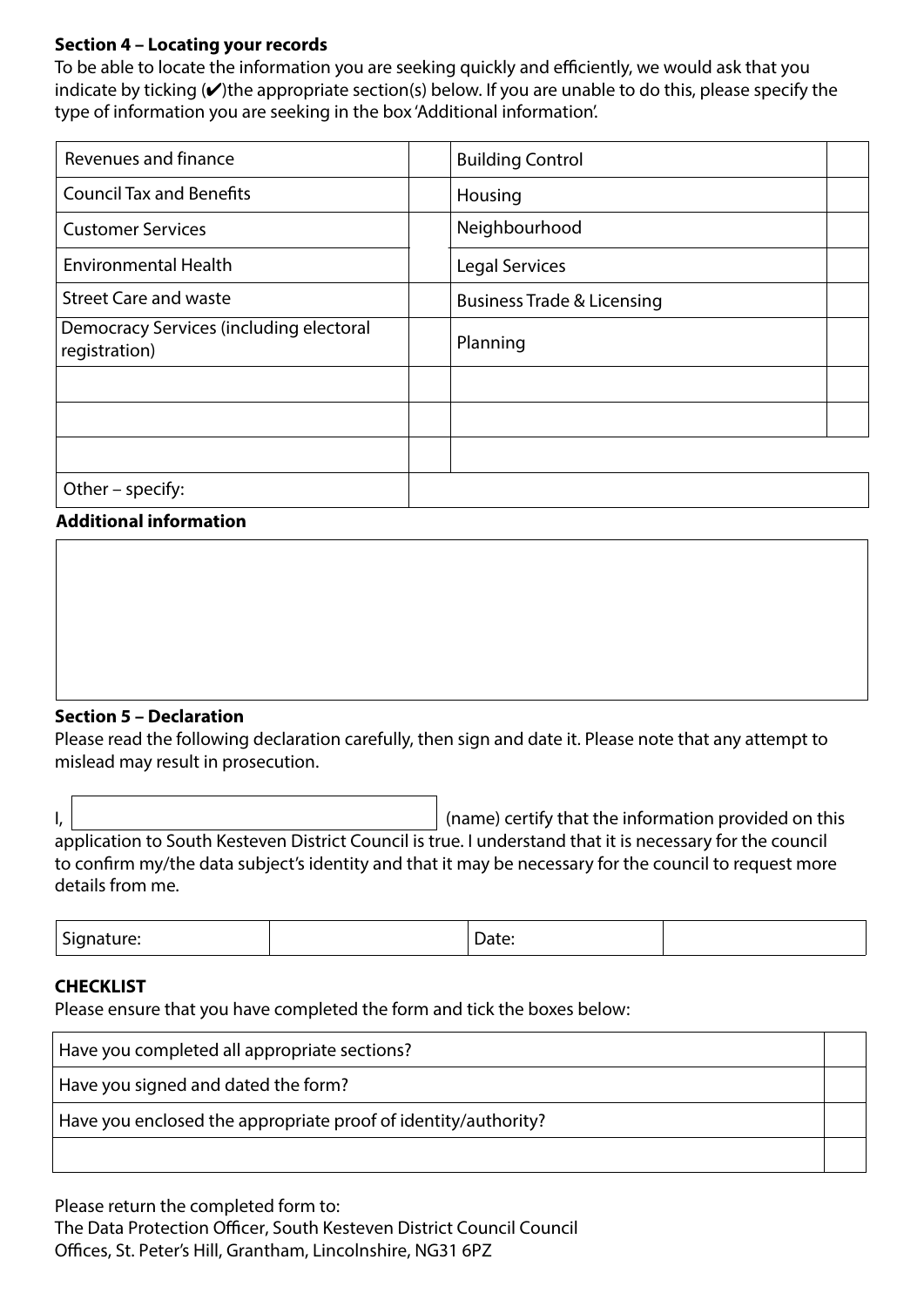### Section 4 – Locating your records

To be able to locate the information you are seeking quickly and efficiently, we would ask that you indicate by ticking (✔)the appropriate section(s) below. If you are unable to do this, please specify the type of information you are seeking in the box 'Additional information'.

| | | | |
|---|---|---|---|
| Revenues and finance | | Building Control | |
| Council Tax and Benefits | | Housing | |
| Customer Services | | Neighbourhood | |
| Environmental Health | | Legal Services | |
| Street Care and waste | | Business Trade & Licensing | |
| Democracy Services (including electoral registration) | | Planning | |
| | | | |
| | | | |
| | | | |
| Other – specify: | | | |

**Additional information**

| |
|---|
| |

### Section 5 – Declaration

Please read the following declaration carefully, then sign and date it. Please note that any attempt to mislead may result in prosecution.

I, ______________________ (name) certify that the information provided on this application to South Kesteven District Council is true. I understand that it is necessary for the council to confirm my/the data subject's identity and that it may be necessary for the council to request more details from me.

| Signature: | | Date: | |
|---|---|---|---|

**CHECKLIST**

Please ensure that you have completed the form and tick the boxes below:

| | |
|---|---|
| Have you completed all appropriate sections? | |
| Have you signed and dated the form? | |
| Have you enclosed the appropriate proof of identity/authority? | |
| | |

Please return the completed form to:
The Data Protection Officer, South Kesteven District Council Council Offices, St. Peter's Hill, Grantham, Lincolnshire, NG31 6PZ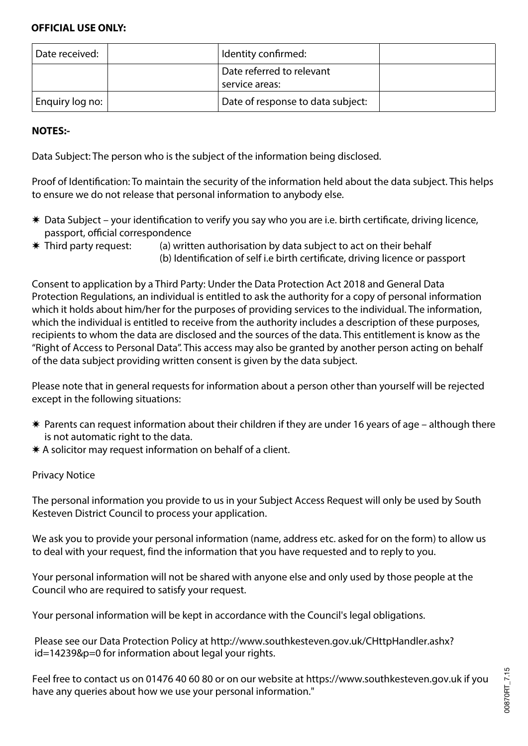**OFFICIAL USE ONLY:**

| | | | |
|---|---|---|---|
| Date received: | | Identity confirmed: | |
| | | Date referred to relevant service areas: | |
| Enquiry log no: | | Date of response to data subject: | |

**NOTES:-**

Data Subject: The person who is the subject of the information being disclosed.

Proof of Identification: To maintain the security of the information held about the data subject. This helps to ensure we do not release that personal information to anybody else.

- Data Subject – your identification to verify you say who you are i.e. birth certificate, driving licence, passport, official correspondence
- Third party request: (a) written authorisation by data subject to act on their behalf
  (b) Identification of self i.e birth certificate, driving licence or passport

Consent to application by a Third Party: Under the Data Protection Act 2018 and General Data Protection Regulations, an individual is entitled to ask the authority for a copy of personal information which it holds about him/her for the purposes of providing services to the individual. The information, which the individual is entitled to receive from the authority includes a description of these purposes, recipients to whom the data are disclosed and the sources of the data. This entitlement is know as the "Right of Access to Personal Data". This access may also be granted by another person acting on behalf of the data subject providing written consent is given by the data subject.

Please note that in general requests for information about a person other than yourself will be rejected except in the following situations:

- Parents can request information about their children if they are under 16 years of age – although there is not automatic right to the data.
- A solicitor may request information on behalf of a client.

Privacy Notice

The personal information you provide to us in your Subject Access Request will only be used by South Kesteven District Council to process your application.

We ask you to provide your personal information (name, address etc. asked for on the form) to allow us to deal with your request, find the information that you have requested and to reply to you.

Your personal information will not be shared with anyone else and only used by those people at the Council who are required to satisfy your request.

Your personal information will be kept in accordance with the Council's legal obligations.

Please see our Data Protection Policy at http://www.southkesteven.gov.uk/CHttpHandler.ashx?id=14239&p=0 for information about legal your rights.

Feel free to contact us on 01476 40 60 80 or on our website at https://www.southkesteven.gov.uk if you have any queries about how we use your personal information."

00870RT_7.15